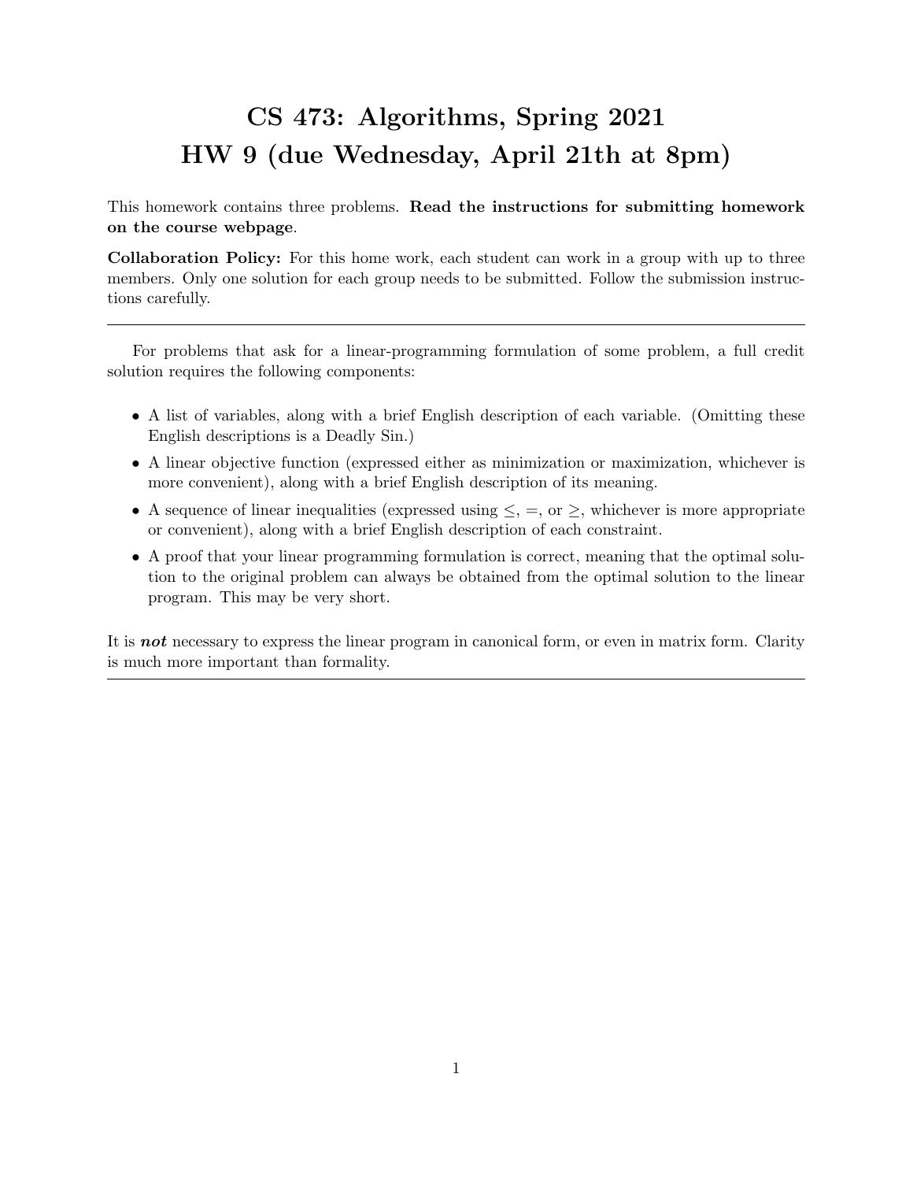# CS 473: Algorithms, Spring 2021
# HW 9 (due Wednesday, April 21th at 8pm)

This homework contains three problems. **Read the instructions for submitting homework on the course webpage**.

**Collaboration Policy:** For this home work, each student can work in a group with up to three members. Only one solution for each group needs to be submitted. Follow the submission instructions carefully.

---

For problems that ask for a linear-programming formulation of some problem, a full credit solution requires the following components:

- A list of variables, along with a brief English description of each variable. (Omitting these English descriptions is a Deadly Sin.)
- A linear objective function (expressed either as minimization or maximization, whichever is more convenient), along with a brief English description of its meaning.
- A sequence of linear inequalities (expressed using $\leq$, $=$, or $\geq$, whichever is more appropriate or convenient), along with a brief English description of each constraint.
- A proof that your linear programming formulation is correct, meaning that the optimal solution to the original problem can always be obtained from the optimal solution to the linear program. This may be very short.

It is ***not*** necessary to express the linear program in canonical form, or even in matrix form. Clarity is much more important than formality.

---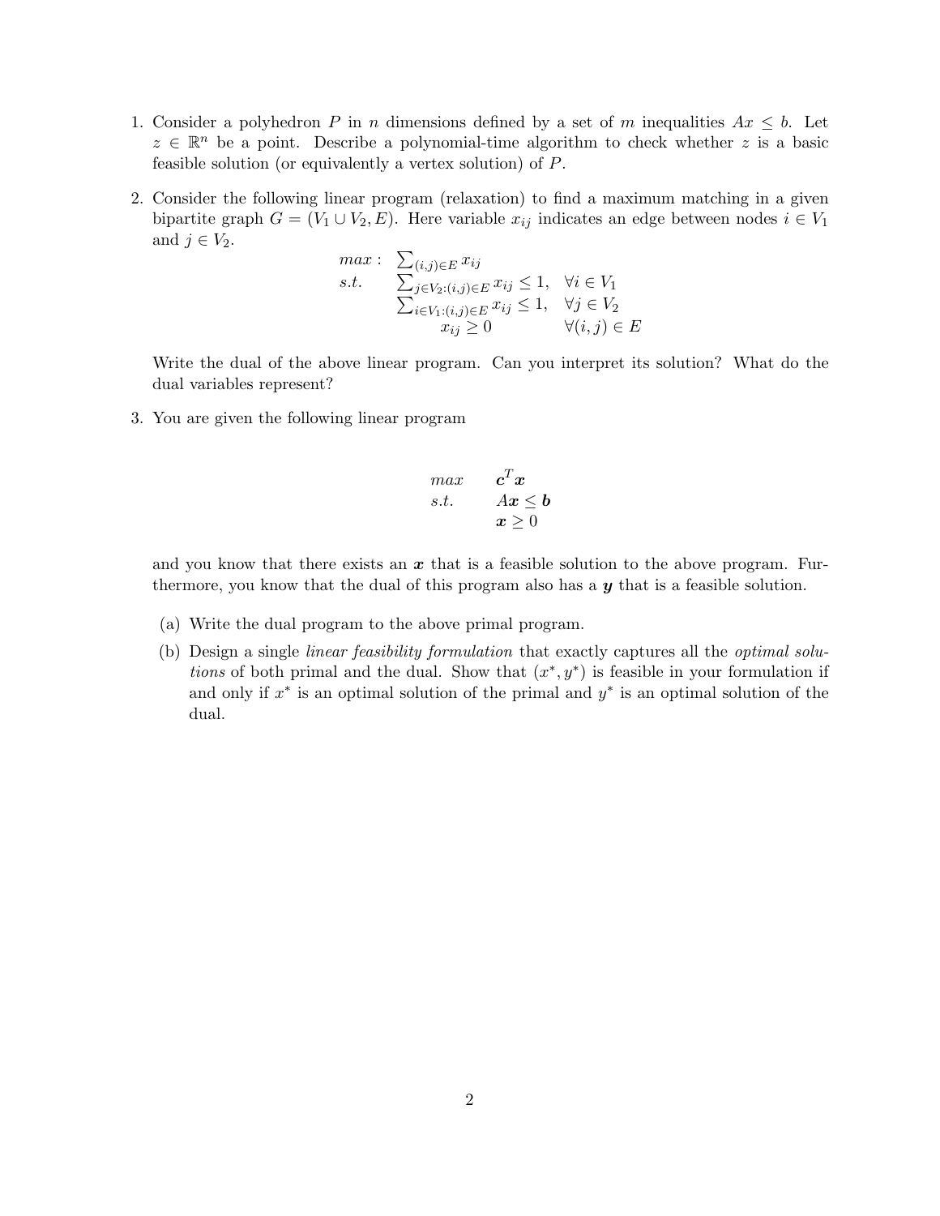1. Consider a polyhedron $P$ in $n$ dimensions defined by a set of $m$ inequalities $Ax \leq b$. Let $z \in \mathbb{R}^n$ be a point. Describe a polynomial-time algorithm to check whether $z$ is a basic feasible solution (or equivalently a vertex solution) of $P$.

2. Consider the following linear program (relaxation) to find a maximum matching in a given bipartite graph $G = (V_1 \cup V_2, E)$. Here variable $x_{ij}$ indicates an edge between nodes $i \in V_1$ and $j \in V_2$.

$$
\begin{array}{lll}
max: & \sum_{(i,j)\in E} x_{ij} & \\
s.t. & \sum_{j \in V_2:(i,j)\in E} x_{ij} \leq 1, & \forall i \in V_1 \\
 & \sum_{i \in V_1:(i,j)\in E} x_{ij} \leq 1, & \forall j \in V_2 \\
 & x_{ij} \geq 0 & \forall (i,j) \in E
\end{array}
$$

   Write the dual of the above linear program. Can you interpret its solution? What do the dual variables represent?

3. You are given the following linear program

$$
\begin{array}{ll}
max & \boldsymbol{c}^T \boldsymbol{x} \\
s.t. & A\boldsymbol{x} \leq \boldsymbol{b} \\
 & \boldsymbol{x} \geq 0
\end{array}
$$

   and you know that there exists an $\boldsymbol{x}$ that is a feasible solution to the above program. Furthermore, you know that the dual of this program also has a $\boldsymbol{y}$ that is a feasible solution.

   (a) Write the dual program to the above primal program.

   (b) Design a single *linear feasibility formulation* that exactly captures all the *optimal solutions* of both primal and the dual. Show that $(x^*, y^*)$ is feasible in your formulation if and only if $x^*$ is an optimal solution of the primal and $y^*$ is an optimal solution of the dual.